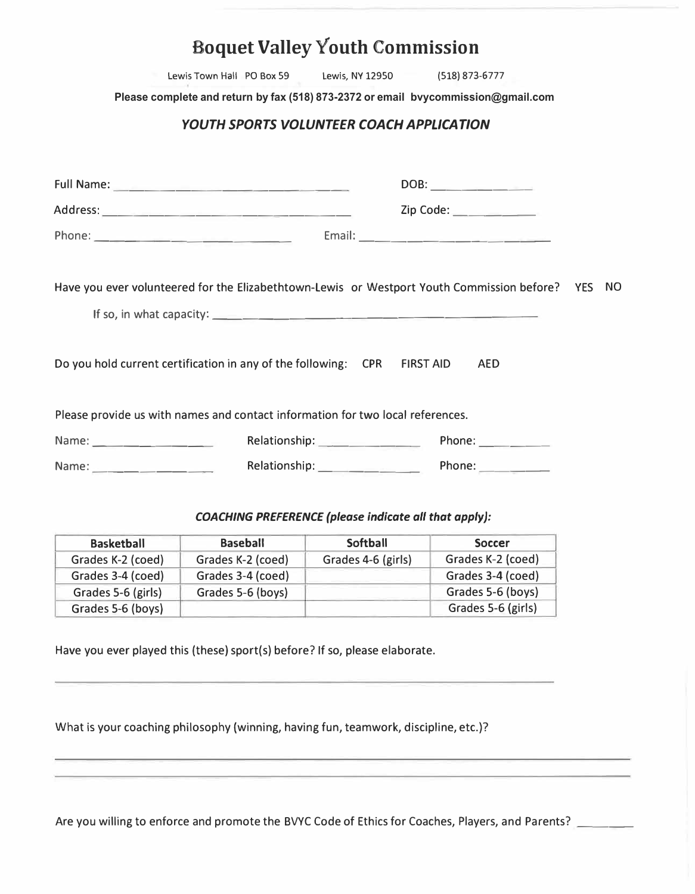# Boquet Valley Youth Commission

Lewis Town Hall PO Box 59 Lewis, NY 12950 (518) 873-6777

**Please complete and return by fax (518) 873-2372 or email bvycommission@gmail.com**

## *YOUTH SPORTS VOLUNTEER COACH APPLICATION*

Full Name: ______________________________ DOB: ______________

Address: ______________________________ Zip Code: ____________

Phone: __________________________ Email: __________________________

Have you ever volunteered for the Elizabethtown-Lewis or Westport Youth Commission before? YES NO

If so, in what capacity: ______________________________________________

Do you hold current certification in any of the following: CPR FIRST AID AED

Please provide us with names and contact information for two local references.

Name: ________________ Relationship: ______________ Phone: __________

Name: ________________ Relationship: ______________ Phone: __________

### *COACHING PREFERENCE (please indicate all that apply):*

| Basketball | Baseball | Softball | Soccer |
|---|---|---|---|
| Grades K-2 (coed) | Grades K-2 (coed) | Grades 4-6 (girls) | Grades K-2 (coed) |
| Grades 3-4 (coed) | Grades 3-4 (coed) | | Grades 3-4 (coed) |
| Grades 5-6 (girls) | Grades 5-6 (boys) | | Grades 5-6 (boys) |
| Grades 5-6 (boys) | | | Grades 5-6 (girls) |

Have you ever played this (these) sport(s) before? If so, please elaborate.

______________________________________________________________________

What is your coaching philosophy (winning, having fun, teamwork, discipline, etc.)?

______________________________________________________________________

______________________________________________________________________

Are you willing to enforce and promote the BVYC Code of Ethics for Coaches, Players, and Parents? ________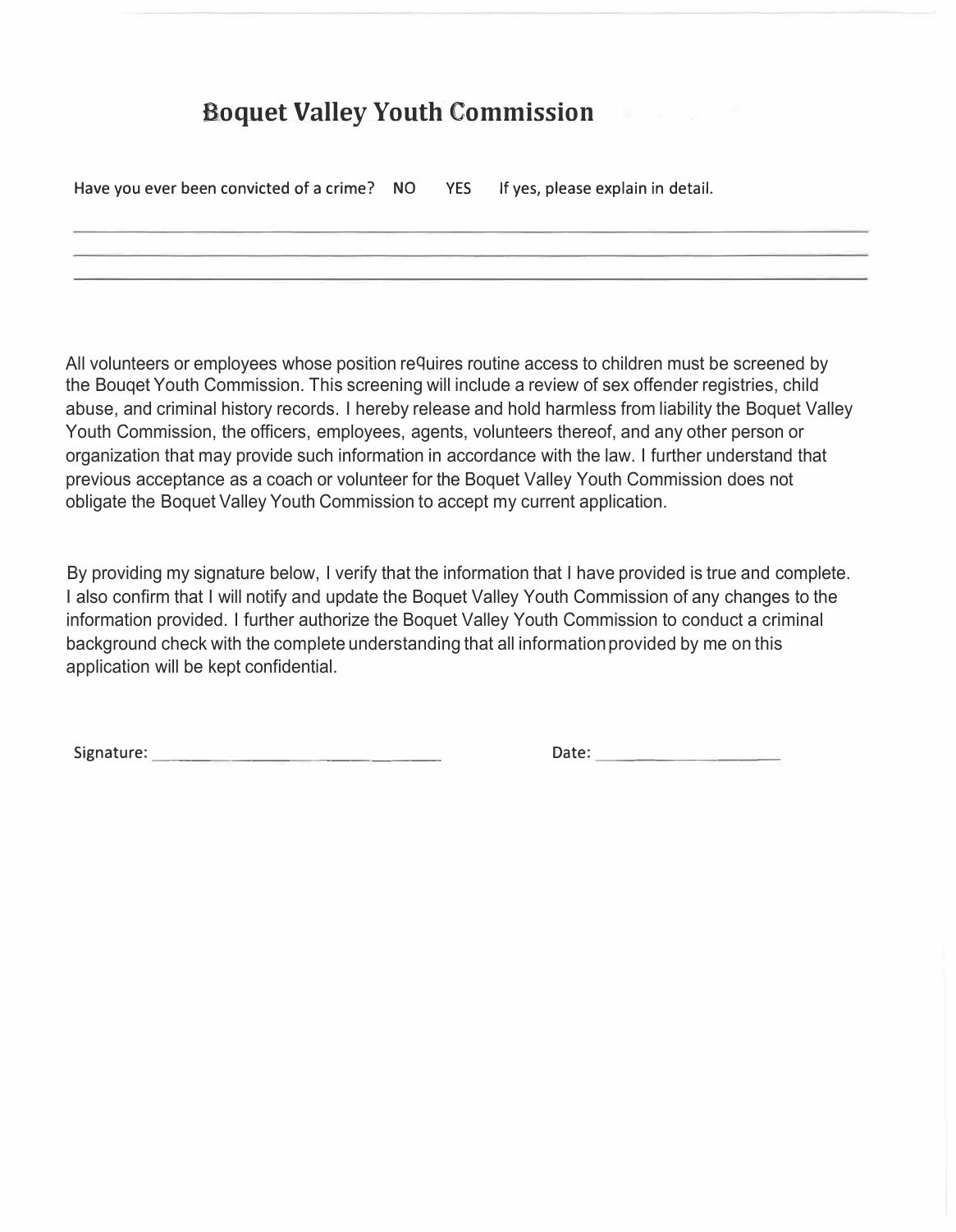# Boquet Valley Youth Commission

Have you ever been convicted of a crime? NO YES If yes, please explain in detail.

\_\_\_\_\_\_\_\_\_\_\_\_\_\_\_\_\_\_\_\_\_\_\_\_\_\_\_\_\_\_\_\_\_\_\_\_\_\_\_\_\_\_\_\_\_\_\_\_\_\_\_\_\_\_\_\_\_\_\_\_\_\_\_\_\_\_\_\_\_\_

\_\_\_\_\_\_\_\_\_\_\_\_\_\_\_\_\_\_\_\_\_\_\_\_\_\_\_\_\_\_\_\_\_\_\_\_\_\_\_\_\_\_\_\_\_\_\_\_\_\_\_\_\_\_\_\_\_\_\_\_\_\_\_\_\_\_\_\_\_\_

\_\_\_\_\_\_\_\_\_\_\_\_\_\_\_\_\_\_\_\_\_\_\_\_\_\_\_\_\_\_\_\_\_\_\_\_\_\_\_\_\_\_\_\_\_\_\_\_\_\_\_\_\_\_\_\_\_\_\_\_\_\_\_\_\_\_\_\_\_\_

All volunteers or employees whose position requires routine access to children must be screened by the Bouqet Youth Commission. This screening will include a review of sex offender registries, child abuse, and criminal history records. I hereby release and hold harmless from liability the Boquet Valley Youth Commission, the officers, employees, agents, volunteers thereof, and any other person or organization that may provide such information in accordance with the law. I further understand that previous acceptance as a coach or volunteer for the Boquet Valley Youth Commission does not obligate the Boquet Valley Youth Commission to accept my current application.

By providing my signature below, I verify that the information that I have provided is true and complete. I also confirm that I will notify and update the Boquet Valley Youth Commission of any changes to the information provided. I further authorize the Boquet Valley Youth Commission to conduct a criminal background check with the complete understanding that all information provided by me on this application will be kept confidential.

Signature: \_\_\_\_\_\_\_\_\_\_\_\_\_\_\_\_\_\_\_\_\_\_\_\_\_\_\_\_\_\_ Date: \_\_\_\_\_\_\_\_\_\_\_\_\_\_\_\_\_\_\_\_